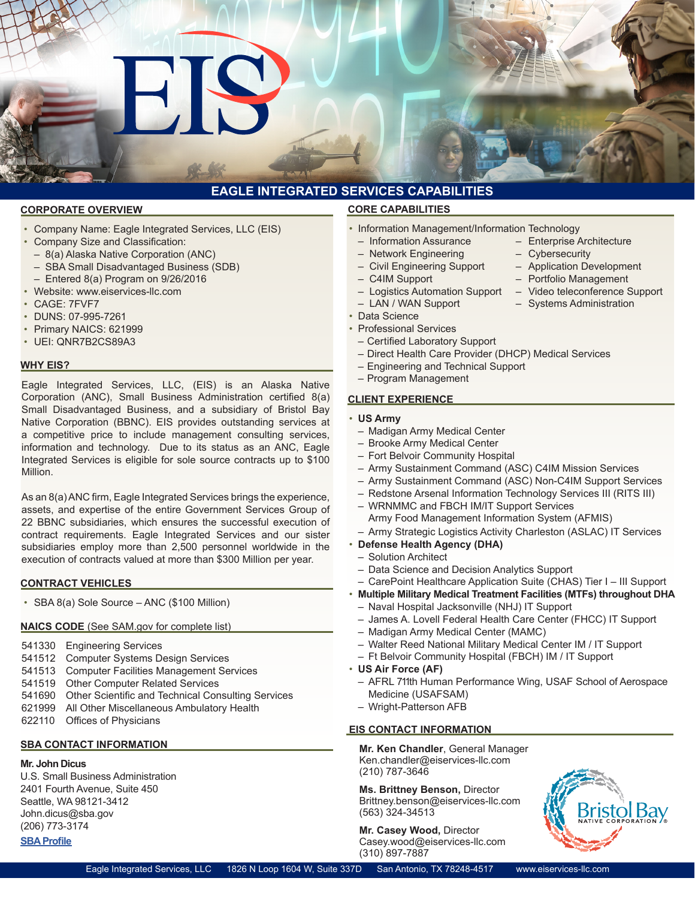# EAGLE INTEGRATED SERVICES CAPABILITIES

## CORPORATE OVERVIEW

- Company Name: Eagle Integrated Services, LLC (EIS)
- Company Size and Classification:
  - 8(a) Alaska Native Corporation (ANC)
  - SBA Small Disadvantaged Business (SDB)
  - Entered 8(a) Program on 9/26/2016
- Website: www.eiservices-llc.com
- CAGE: 7FVF7
- DUNS: 07-995-7261
- Primary NAICS: 621999
- UEI: QNR7B2CS89A3

## WHY EIS?

Eagle Integrated Services, LLC, (EIS) is an Alaska Native Corporation (ANC), Small Business Administration certified 8(a) Small Disadvantaged Business, and a subsidiary of Bristol Bay Native Corporation (BBNC). EIS provides outstanding services at a competitive price to include management consulting services, information and technology. Due to its status as an ANC, Eagle Integrated Services is eligible for sole source contracts up to $100 Million.

As an 8(a) ANC firm, Eagle Integrated Services brings the experience, assets, and expertise of the entire Government Services Group of 22 BBNC subsidiaries, which ensures the successful execution of contract requirements. Eagle Integrated Services and our sister subsidiaries employ more than 2,500 personnel worldwide in the execution of contracts valued at more than $300 Million per year.

## CONTRACT VEHICLES

- SBA 8(a) Sole Source – ANC ($100 Million)

## NAICS CODE (See SAM.gov for complete list)

| Code | Description |
|---|---|
| 541330 | Engineering Services |
| 541512 | Computer Systems Design Services |
| 541513 | Computer Facilities Management Services |
| 541519 | Other Computer Related Services |
| 541690 | Other Scientific and Technical Consulting Services |
| 621999 | All Other Miscellaneous Ambulatory Health |
| 622110 | Offices of Physicians |

## SBA CONTACT INFORMATION

**Mr. John Dicus**
U.S. Small Business Administration
2401 Fourth Avenue, Suite 450
Seattle, WA 98121-3412
John.dicus@sba.gov
(206) 773-3174
**SBA Profile**

## CORE CAPABILITIES

- Information Management/Information Technology
  - Information Assurance
  - Network Engineering
  - Civil Engineering Support
  - C4IM Support
  - Logistics Automation Support
  - LAN / WAN Support
  - Enterprise Architecture
  - Cybersecurity
  - Application Development
  - Portfolio Management
  - Video teleconference Support
  - Systems Administration
- Data Science
- Professional Services
  - Certified Laboratory Support
  - Direct Health Care Provider (DHCP) Medical Services
  - Engineering and Technical Support
  - Program Management

## CLIENT EXPERIENCE

- **US Army**
  - Madigan Army Medical Center
  - Brooke Army Medical Center
  - Fort Belvoir Community Hospital
  - Army Sustainment Command (ASC) C4IM Mission Services
  - Army Sustainment Command (ASC) Non-C4IM Support Services
  - Redstone Arsenal Information Technology Services III (RITS III)
  - WRNMMC and FBCH IM/IT Support Services
    Army Food Management Information System (AFMIS)
  - Army Strategic Logistics Activity Charleston (ASLAC) IT Services
- **Defense Health Agency (DHA)**
  - Solution Architect
  - Data Science and Decision Analytics Support
  - CarePoint Healthcare Application Suite (CHAS) Tier I – III Support
- **Multiple Military Medical Treatment Facilities (MTFs) throughout DHA**
  - Naval Hospital Jacksonville (NHJ) IT Support
  - James A. Lovell Federal Health Care Center (FHCC) IT Support
  - Madigan Army Medical Center (MAMC)
  - Walter Reed National Military Medical Center IM / IT Support
  - Ft Belvoir Community Hospital (FBCH) IM / IT Support
- **US Air Force (AF)**
  - AFRL 711th Human Performance Wing, USAF School of Aerospace Medicine (USAFSAM)
  - Wright-Patterson AFB

## EIS CONTACT INFORMATION

**Mr. Ken Chandler**, General Manager
Ken.chandler@eiservices-llc.com
(210) 787-3646

**Ms. Brittney Benson,** Director
Brittney.benson@eiservices-llc.com
(563) 324-34513

**Mr. Casey Wood,** Director
Casey.wood@eiservices-llc.com
(310) 897-7887

Eagle Integrated Services, LLC 1826 N Loop 1604 W, Suite 337D San Antonio, TX 78248-4517 www.eiservices-llc.com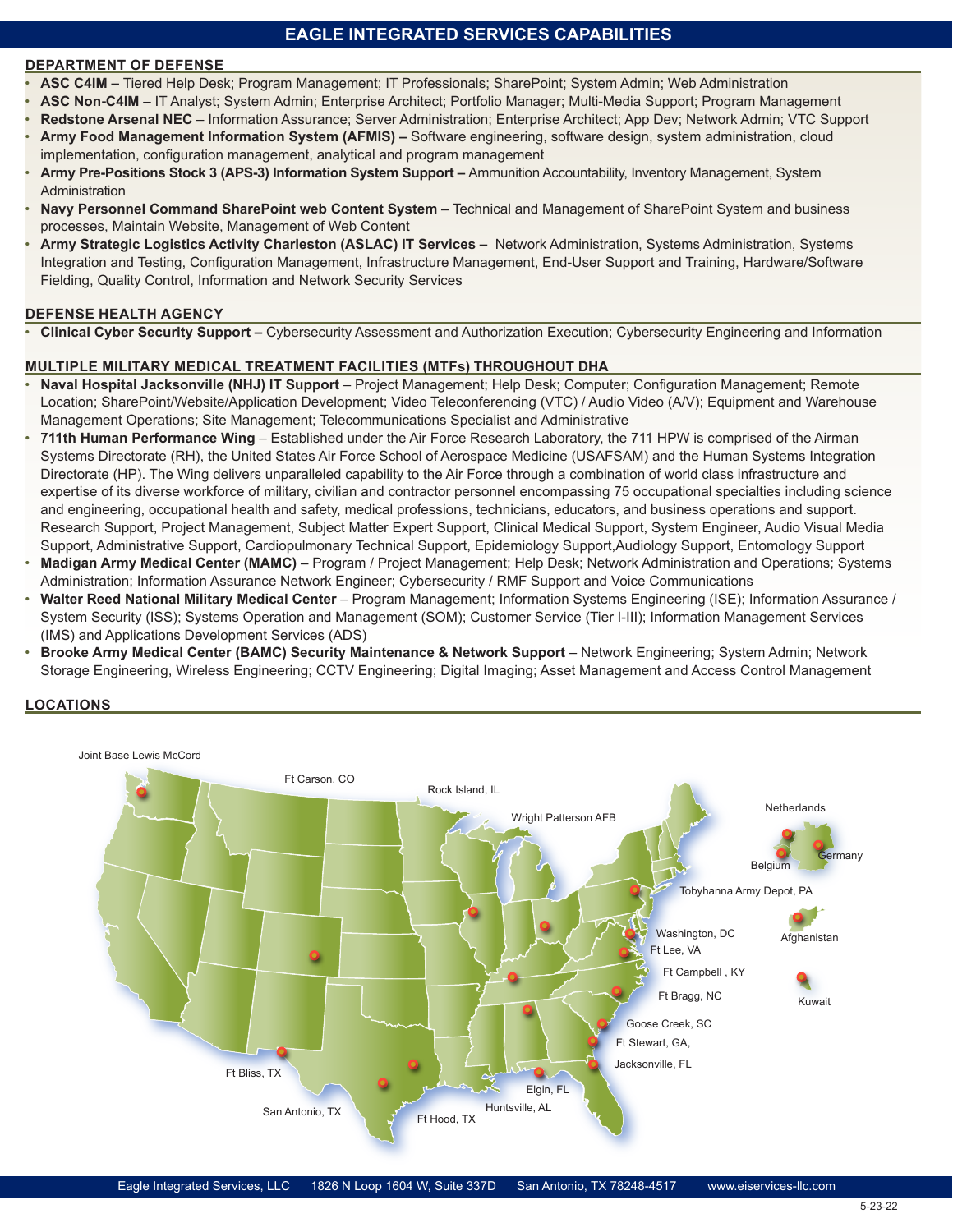# EAGLE INTEGRATED SERVICES CAPABILITIES

## DEPARTMENT OF DEFENSE

- **ASC C4IM –** Tiered Help Desk; Program Management; IT Professionals; SharePoint; System Admin; Web Administration
- **ASC Non-C4IM** – IT Analyst; System Admin; Enterprise Architect; Portfolio Manager; Multi-Media Support; Program Management
- **Redstone Arsenal NEC** – Information Assurance; Server Administration; Enterprise Architect; App Dev; Network Admin; VTC Support
- **Army Food Management Information System (AFMIS) –** Software engineering, software design, system administration, cloud implementation, configuration management, analytical and program management
- **Army Pre-Positions Stock 3 (APS-3) Information System Support –** Ammunition Accountability, Inventory Management, System Administration
- **Navy Personnel Command SharePoint web Content System** – Technical and Management of SharePoint System and business processes, Maintain Website, Management of Web Content
- **Army Strategic Logistics Activity Charleston (ASLAC) IT Services –** Network Administration, Systems Administration, Systems Integration and Testing, Configuration Management, Infrastructure Management, End-User Support and Training, Hardware/Software Fielding, Quality Control, Information and Network Security Services

## DEFENSE HEALTH AGENCY

- **Clinical Cyber Security Support –** Cybersecurity Assessment and Authorization Execution; Cybersecurity Engineering and Information

## MULTIPLE MILITARY MEDICAL TREATMENT FACILITIES (MTFs) THROUGHOUT DHA

- **Naval Hospital Jacksonville (NHJ) IT Support** – Project Management; Help Desk; Computer; Configuration Management; Remote Location; SharePoint/Website/Application Development; Video Teleconferencing (VTC) / Audio Video (A/V); Equipment and Warehouse Management Operations; Site Management; Telecommunications Specialist and Administrative
- **711th Human Performance Wing** – Established under the Air Force Research Laboratory, the 711 HPW is comprised of the Airman Systems Directorate (RH), the United States Air Force School of Aerospace Medicine (USAFSAM) and the Human Systems Integration Directorate (HP). The Wing delivers unparalleled capability to the Air Force through a combination of world class infrastructure and expertise of its diverse workforce of military, civilian and contractor personnel encompassing 75 occupational specialties including science and engineering, occupational health and safety, medical professions, technicians, educators, and business operations and support. Research Support, Project Management, Subject Matter Expert Support, Clinical Medical Support, System Engineer, Audio Visual Media Support, Administrative Support, Cardiopulmonary Technical Support, Epidemiology Support,Audiology Support, Entomology Support
- **Madigan Army Medical Center (MAMC)** – Program / Project Management; Help Desk; Network Administration and Operations; Systems Administration; Information Assurance Network Engineer; Cybersecurity / RMF Support and Voice Communications
- **Walter Reed National Military Medical Center** – Program Management; Information Systems Engineering (ISE); Information Assurance / System Security (ISS); Systems Operation and Management (SOM); Customer Service (Tier I-III); Information Management Services (IMS) and Applications Development Services (ADS)
- **Brooke Army Medical Center (BAMC) Security Maintenance & Network Support** – Network Engineering; System Admin; Network Storage Engineering, Wireless Engineering; CCTV Engineering; Digital Imaging; Asset Management and Access Control Management

## LOCATIONS

Joint Base Lewis McCord
Ft Carson, CO
Rock Island, IL
Wright Patterson AFB
Netherlands
Belgium
Germany
Tobyhanna Army Depot, PA
Washington, DC
Ft Lee, VA
Afghanistan
Ft Campbell , KY
Kuwait
Ft Bragg, NC
Goose Creek, SC
Ft Stewart, GA,
Jacksonville, FL
Elgin, FL
Huntsville, AL
Ft Bliss, TX
San Antonio, TX
Ft Hood, TX

Eagle Integrated Services, LLC 1826 N Loop 1604 W, Suite 337D San Antonio, TX 78248-4517 www.eiservices-llc.com

5-23-22